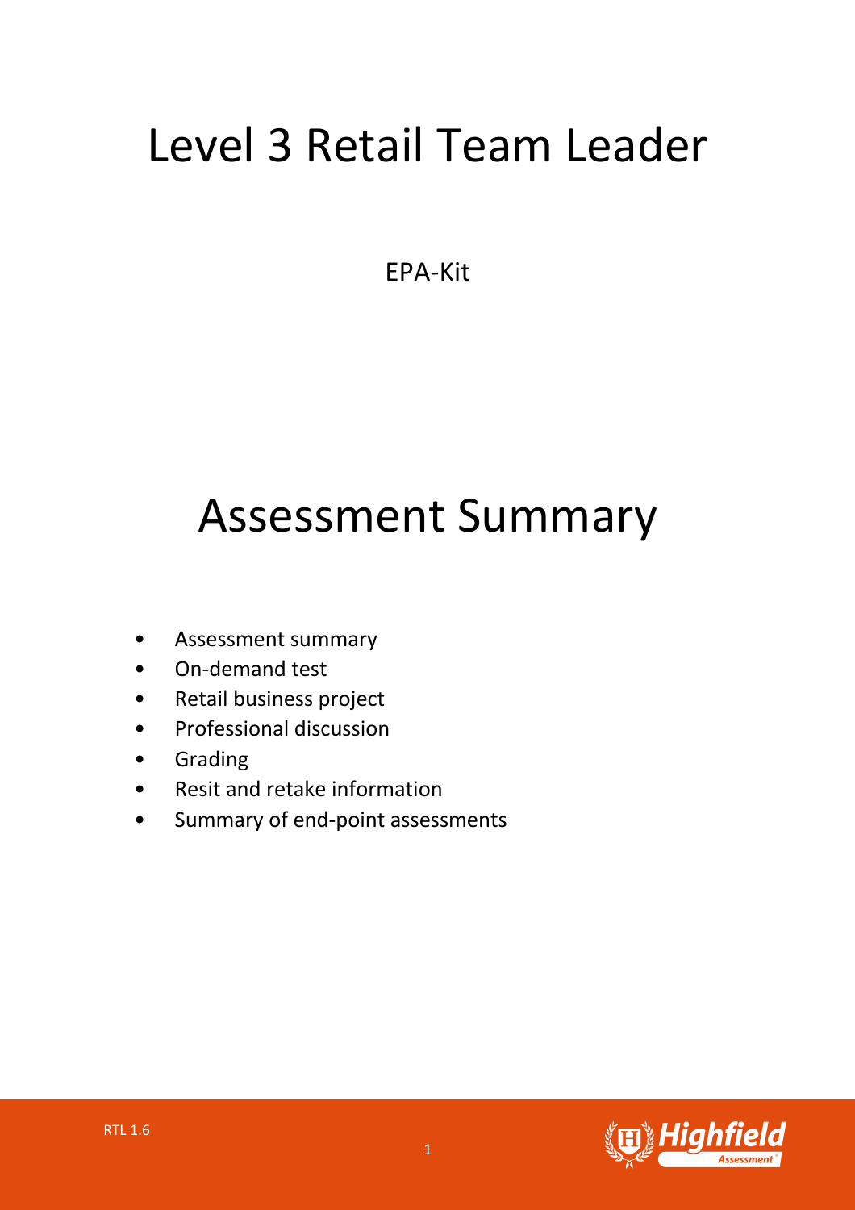# Level 3 Retail Team Leader

EPA-Kit

# Assessment Summary

- Assessment summary
- On-demand test
- Retail business project
- Professional discussion
- Grading
- Resit and retake information
- Summary of end-point assessments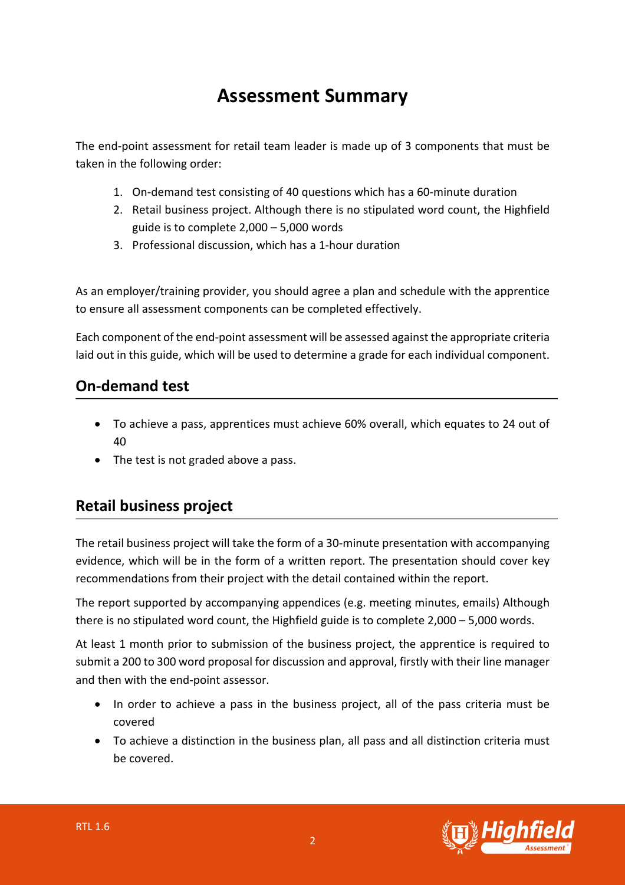# Assessment Summary

The end-point assessment for retail team leader is made up of 3 components that must be taken in the following order:

1. On-demand test consisting of 40 questions which has a 60-minute duration
2. Retail business project. Although there is no stipulated word count, the Highfield guide is to complete 2,000 – 5,000 words
3. Professional discussion, which has a 1-hour duration

As an employer/training provider, you should agree a plan and schedule with the apprentice to ensure all assessment components can be completed effectively.

Each component of the end-point assessment will be assessed against the appropriate criteria laid out in this guide, which will be used to determine a grade for each individual component.

## On-demand test

- To achieve a pass, apprentices must achieve 60% overall, which equates to 24 out of 40
- The test is not graded above a pass.

## Retail business project

The retail business project will take the form of a 30-minute presentation with accompanying evidence, which will be in the form of a written report. The presentation should cover key recommendations from their project with the detail contained within the report.

The report supported by accompanying appendices (e.g. meeting minutes, emails) Although there is no stipulated word count, the Highfield guide is to complete 2,000 – 5,000 words.

At least 1 month prior to submission of the business project, the apprentice is required to submit a 200 to 300 word proposal for discussion and approval, firstly with their line manager and then with the end-point assessor.

- In order to achieve a pass in the business project, all of the pass criteria must be covered
- To achieve a distinction in the business plan, all pass and all distinction criteria must be covered.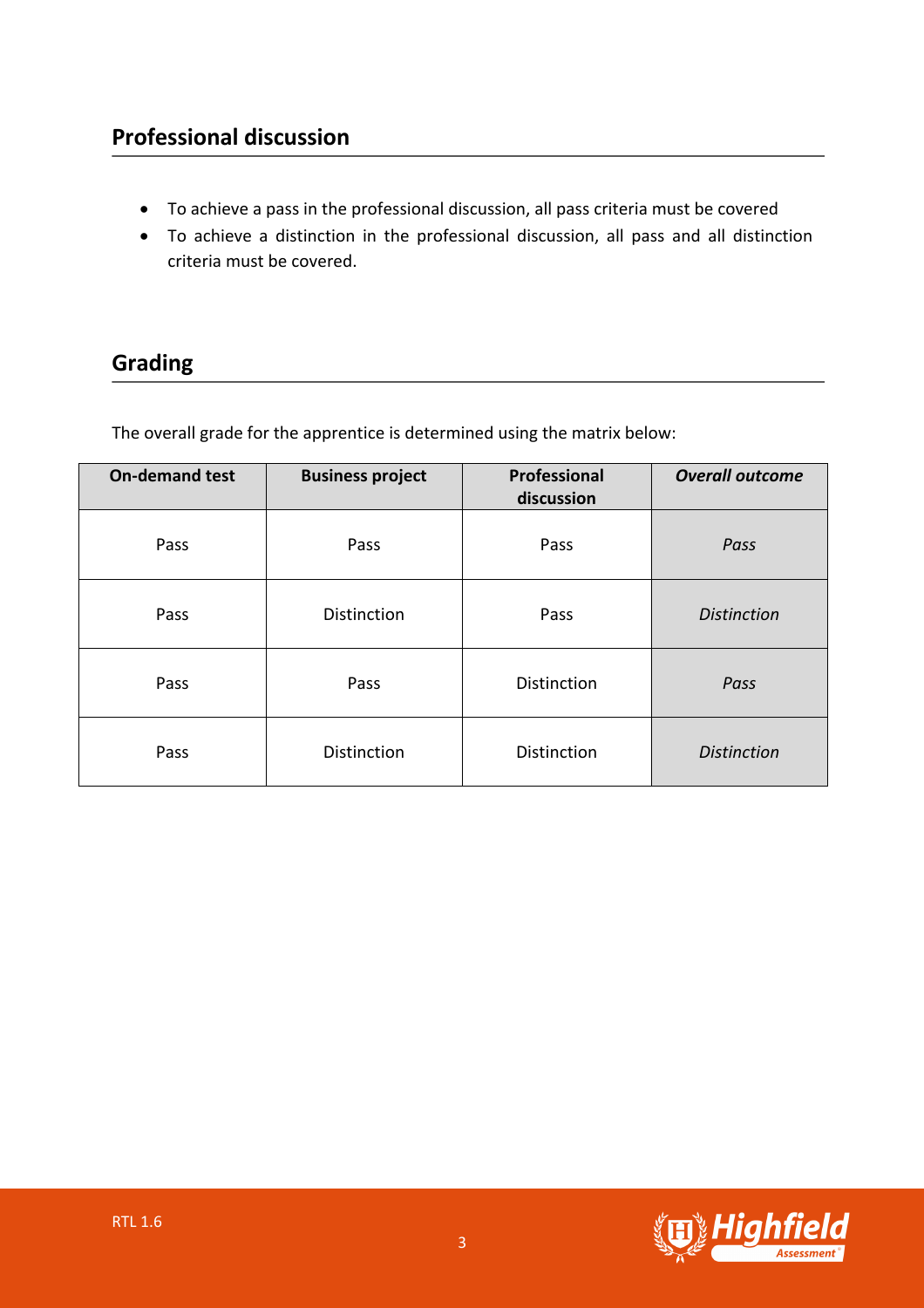## Professional discussion

- To achieve a pass in the professional discussion, all pass criteria must be covered
- To achieve a distinction in the professional discussion, all pass and all distinction criteria must be covered.

## Grading

The overall grade for the apprentice is determined using the matrix below:

| On-demand test | Business project | Professional discussion | ***Overall outcome*** |
|---|---|---|---|
| Pass | Pass | Pass | *Pass* |
| Pass | Distinction | Pass | *Distinction* |
| Pass | Pass | Distinction | *Pass* |
| Pass | Distinction | Distinction | *Distinction* |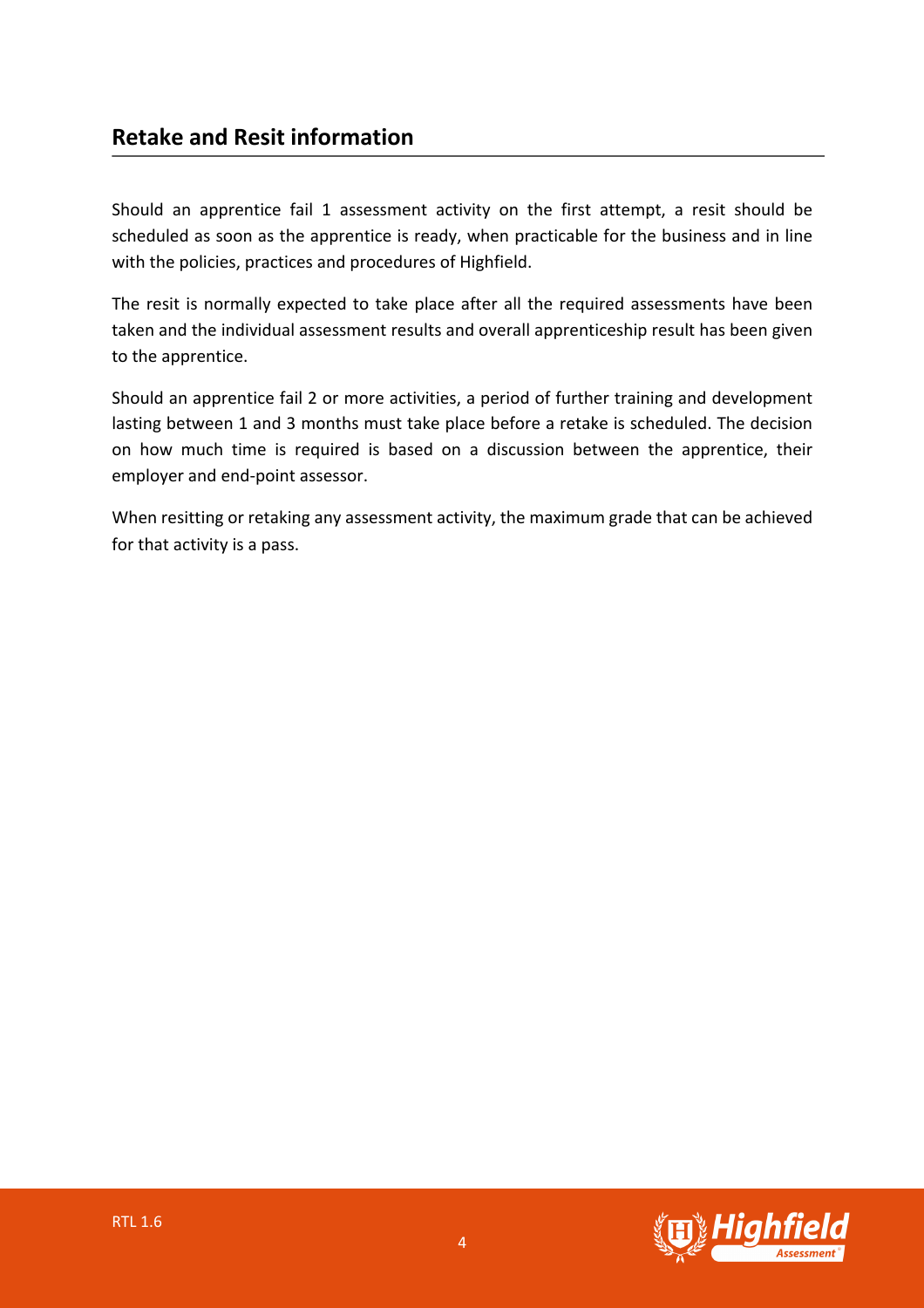## Retake and Resit information

Should an apprentice fail 1 assessment activity on the first attempt, a resit should be scheduled as soon as the apprentice is ready, when practicable for the business and in line with the policies, practices and procedures of Highfield.

The resit is normally expected to take place after all the required assessments have been taken and the individual assessment results and overall apprenticeship result has been given to the apprentice.

Should an apprentice fail 2 or more activities, a period of further training and development lasting between 1 and 3 months must take place before a retake is scheduled. The decision on how much time is required is based on a discussion between the apprentice, their employer and end-point assessor.

When resitting or retaking any assessment activity, the maximum grade that can be achieved for that activity is a pass.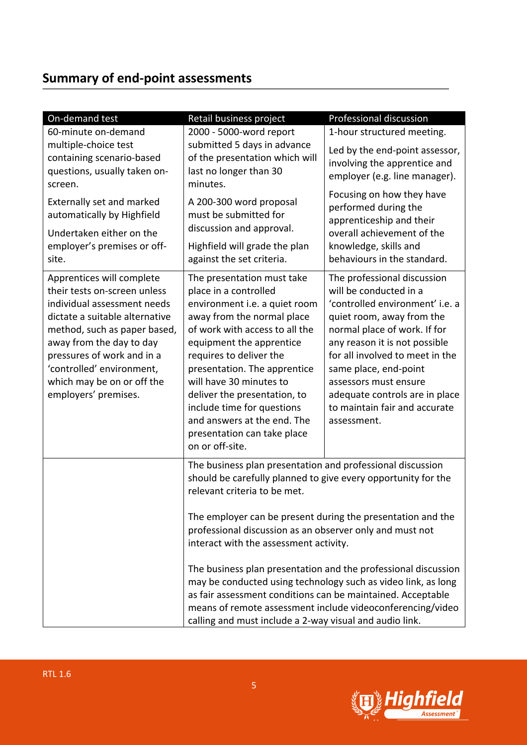## Summary of end-point assessments

| On-demand test | Retail business project | Professional discussion |
|---|---|---|
| 60-minute on-demand multiple-choice test containing scenario-based questions, usually taken on-screen.<br><br>Externally set and marked automatically by Highfield<br><br>Undertaken either on the employer's premises or off-site. | 2000 - 5000-word report submitted 5 days in advance of the presentation which will last no longer than 30 minutes.<br><br>A 200-300 word proposal must be submitted for discussion and approval.<br><br>Highfield will grade the plan against the set criteria. | 1-hour structured meeting.<br><br>Led by the end-point assessor, involving the apprentice and employer (e.g. line manager).<br><br>Focusing on how they have performed during the apprenticeship and their overall achievement of the knowledge, skills and behaviours in the standard. |
| Apprentices will complete their tests on-screen unless individual assessment needs dictate a suitable alternative method, such as paper based, away from the day to day pressures of work and in a 'controlled' environment, which may be on or off the employers' premises. | The presentation must take place in a controlled environment i.e. a quiet room away from the normal place of work with access to all the equipment the apprentice requires to deliver the presentation. The apprentice will have 30 minutes to deliver the presentation, to include time for questions and answers at the end. The presentation can take place on or off-site. | The professional discussion will be conducted in a 'controlled environment' i.e. a quiet room, away from the normal place of work. If for any reason it is not possible for all involved to meet in the same place, end-point assessors must ensure adequate controls are in place to maintain fair and accurate assessment. |
| | The business plan presentation and professional discussion should be carefully planned to give every opportunity for the relevant criteria to be met.<br><br>The employer can be present during the presentation and the professional discussion as an observer only and must not interact with the assessment activity.<br><br>The business plan presentation and the professional discussion may be conducted using technology such as video link, as long as fair assessment conditions can be maintained. Acceptable means of remote assessment include videoconferencing/video calling and must include a 2-way visual and audio link. | |